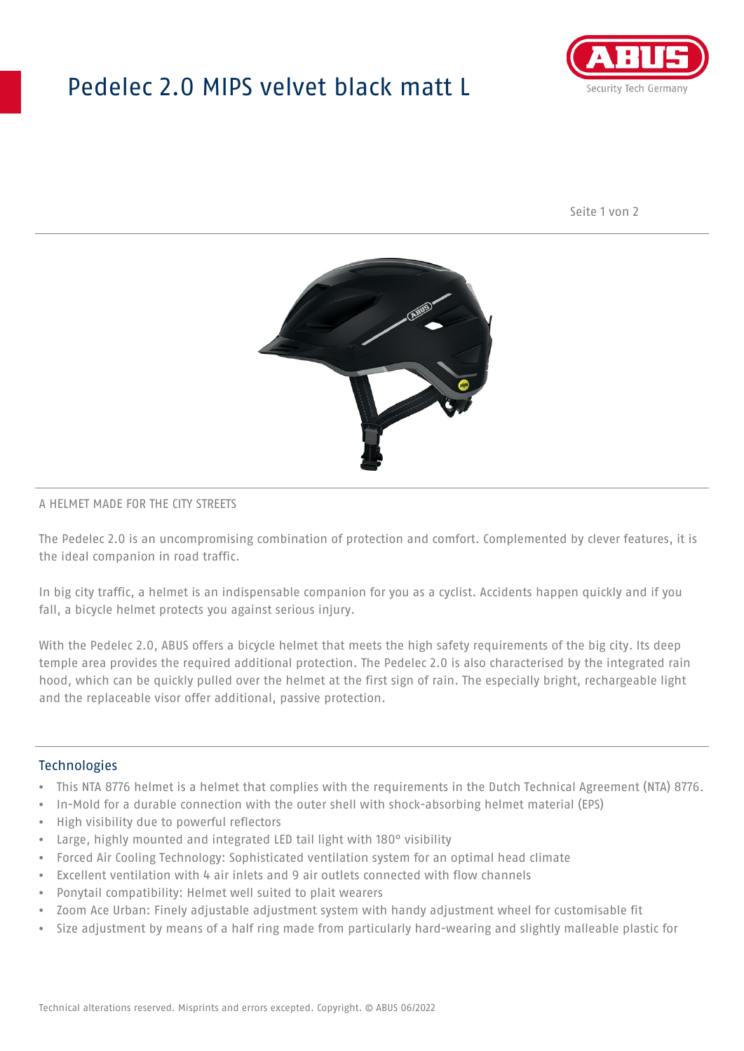# Pedelec 2.0 MIPS velvet black matt L

A HELMET MADE FOR THE CITY STREETS

The Pedelec 2.0 is an uncompromising combination of protection and comfort. Complemented by clever features, it is the ideal companion in road traffic.

In big city traffic, a helmet is an indispensable companion for you as a cyclist. Accidents happen quickly and if you fall, a bicycle helmet protects you against serious injury.

With the Pedelec 2.0, ABUS offers a bicycle helmet that meets the high safety requirements of the big city. Its deep temple area provides the required additional protection. The Pedelec 2.0 is also characterised by the integrated rain hood, which can be quickly pulled over the helmet at the first sign of rain. The especially bright, rechargeable light and the replaceable visor offer additional, passive protection.

## Technologies

- This NTA 8776 helmet is a helmet that complies with the requirements in the Dutch Technical Agreement (NTA) 8776.
- In-Mold for a durable connection with the outer shell with shock-absorbing helmet material (EPS)
- High visibility due to powerful reflectors
- Large, highly mounted and integrated LED tail light with 180° visibility
- Forced Air Cooling Technology: Sophisticated ventilation system for an optimal head climate
- Excellent ventilation with 4 air inlets and 9 air outlets connected with flow channels
- Ponytail compatibility: Helmet well suited to plait wearers
- Zoom Ace Urban: Finely adjustable adjustment system with handy adjustment wheel for customisable fit
- Size adjustment by means of a half ring made from particularly hard-wearing and slightly malleable plastic for

Technical alterations reserved. Misprints and errors excepted. Copyright. © ABUS 06/2022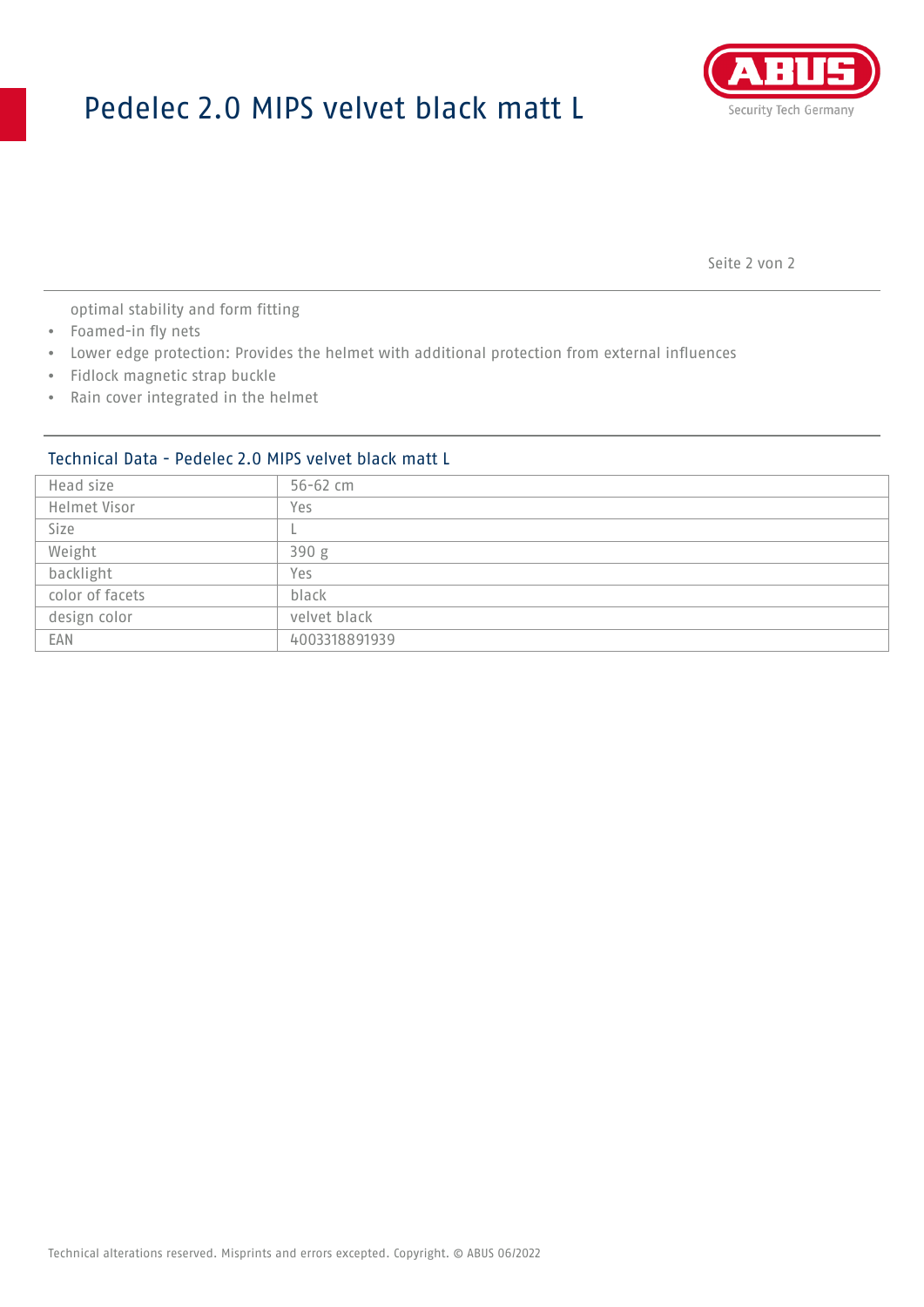optimal stability and form fitting

- Foamed-in fly nets
- Lower edge protection: Provides the helmet with additional protection from external influences
- Fidlock magnetic strap buckle
- Rain cover integrated in the helmet

## Technical Data - Pedelec 2.0 MIPS velvet black matt L

| | |
|---|---|
| Head size | 56-62 cm |
| Helmet Visor | Yes |
| Size | L |
| Weight | 390 g |
| backlight | Yes |
| color of facets | black |
| design color | velvet black |
| EAN | 4003318891939 |

Technical alterations reserved. Misprints and errors excepted. Copyright. © ABUS 06/2022